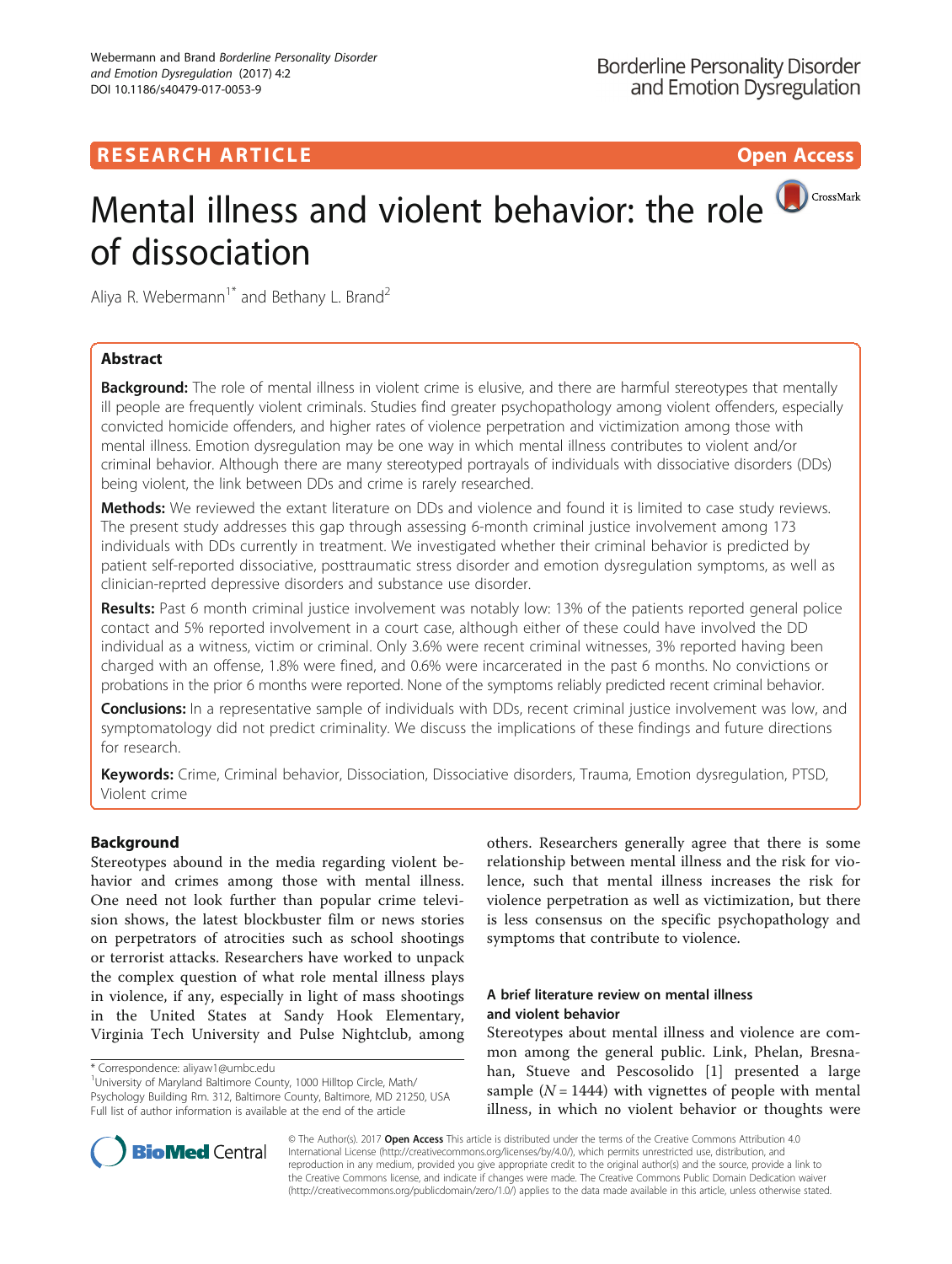RESEARCH ARTICLE

Open Access

# Mental illness and violent behavior: the role of dissociation

Aliya R. Webermann[1*] and Bethany L. Brand[2]

## Abstract

**Background:** The role of mental illness in violent crime is elusive, and there are harmful stereotypes that mentally ill people are frequently violent criminals. Studies find greater psychopathology among violent offenders, especially convicted homicide offenders, and higher rates of violence perpetration and victimization among those with mental illness. Emotion dysregulation may be one way in which mental illness contributes to violent and/or criminal behavior. Although there are many stereotyped portrayals of individuals with dissociative disorders (DDs) being violent, the link between DDs and crime is rarely researched.

**Methods:** We reviewed the extant literature on DDs and violence and found it is limited to case study reviews. The present study addresses this gap through assessing 6-month criminal justice involvement among 173 individuals with DDs currently in treatment. We investigated whether their criminal behavior is predicted by patient self-reported dissociative, posttraumatic stress disorder and emotion dysregulation symptoms, as well as clinician-reprted depressive disorders and substance use disorder.

**Results:** Past 6 month criminal justice involvement was notably low: 13% of the patients reported general police contact and 5% reported involvement in a court case, although either of these could have involved the DD individual as a witness, victim or criminal. Only 3.6% were recent criminal witnesses, 3% reported having been charged with an offense, 1.8% were fined, and 0.6% were incarcerated in the past 6 months. No convictions or probations in the prior 6 months were reported. None of the symptoms reliably predicted recent criminal behavior.

**Conclusions:** In a representative sample of individuals with DDs, recent criminal justice involvement was low, and symptomatology did not predict criminality. We discuss the implications of these findings and future directions for research.

**Keywords:** Crime, Criminal behavior, Dissociation, Dissociative disorders, Trauma, Emotion dysregulation, PTSD, Violent crime

## Background

Stereotypes abound in the media regarding violent behavior and crimes among those with mental illness. One need not look further than popular crime television shows, the latest blockbuster film or news stories on perpetrators of atrocities such as school shootings or terrorist attacks. Researchers have worked to unpack the complex question of what role mental illness plays in violence, if any, especially in light of mass shootings in the United States at Sandy Hook Elementary, Virginia Tech University and Pulse Nightclub, among others. Researchers generally agree that there is some relationship between mental illness and the risk for violence, such that mental illness increases the risk for violence perpetration as well as victimization, but there is less consensus on the specific psychopathology and symptoms that contribute to violence.

### A brief literature review on mental illness and violent behavior

Stereotypes about mental illness and violence are common among the general public. Link, Phelan, Bresnahan, Stueve and Pescosolido [1] presented a large sample ($N = 1444$) with vignettes of people with mental illness, in which no violent behavior or thoughts were

---

* Correspondence: aliyaw1@umbc.edu
[1]University of Maryland Baltimore County, 1000 Hilltop Circle, Math/Psychology Building Rm. 312, Baltimore County, Baltimore, MD 21250, USA
Full list of author information is available at the end of the article

© The Author(s). 2017 **Open Access** This article is distributed under the terms of the Creative Commons Attribution 4.0 International License (http://creativecommons.org/licenses/by/4.0/), which permits unrestricted use, distribution, and reproduction in any medium, provided you give appropriate credit to the original author(s) and the source, provide a link to the Creative Commons license, and indicate if changes were made. The Creative Commons Public Domain Dedication waiver (http://creativecommons.org/publicdomain/zero/1.0/) applies to the data made available in this article, unless otherwise stated.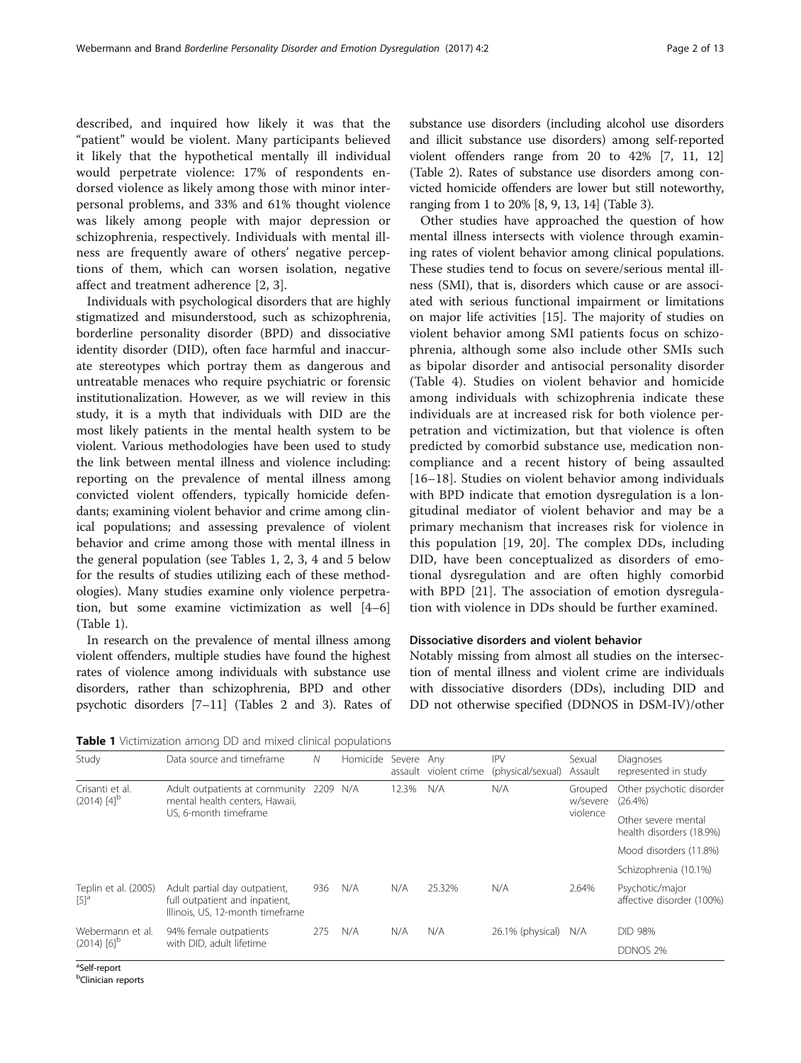described, and inquired how likely it was that the "patient" would be violent. Many participants believed it likely that the hypothetical mentally ill individual would perpetrate violence: 17% of respondents endorsed violence as likely among those with minor interpersonal problems, and 33% and 61% thought violence was likely among people with major depression or schizophrenia, respectively. Individuals with mental illness are frequently aware of others' negative perceptions of them, which can worsen isolation, negative affect and treatment adherence [2, 3].

Individuals with psychological disorders that are highly stigmatized and misunderstood, such as schizophrenia, borderline personality disorder (BPD) and dissociative identity disorder (DID), often face harmful and inaccurate stereotypes which portray them as dangerous and untreatable menaces who require psychiatric or forensic institutionalization. However, as we will review in this study, it is a myth that individuals with DID are the most likely patients in the mental health system to be violent. Various methodologies have been used to study the link between mental illness and violence including: reporting on the prevalence of mental illness among convicted violent offenders, typically homicide defendants; examining violent behavior and crime among clinical populations; and assessing prevalence of violent behavior and crime among those with mental illness in the general population (see Tables 1, 2, 3, 4 and 5 below for the results of studies utilizing each of these methodologies). Many studies examine only violence perpetration, but some examine victimization as well [4–6] (Table 1).

In research on the prevalence of mental illness among violent offenders, multiple studies have found the highest rates of violence among individuals with substance use disorders, rather than schizophrenia, BPD and other psychotic disorders [7–11] (Tables 2 and 3). Rates of substance use disorders (including alcohol use disorders and illicit substance use disorders) among self-reported violent offenders range from 20 to 42% [7, 11, 12] (Table 2). Rates of substance use disorders among convicted homicide offenders are lower but still noteworthy, ranging from 1 to 20% [8, 9, 13, 14] (Table 3).

Other studies have approached the question of how mental illness intersects with violence through examining rates of violent behavior among clinical populations. These studies tend to focus on severe/serious mental illness (SMI), that is, disorders which cause or are associated with serious functional impairment or limitations on major life activities [15]. The majority of studies on violent behavior among SMI patients focus on schizophrenia, although some also include other SMIs such as bipolar disorder and antisocial personality disorder (Table 4). Studies on violent behavior and homicide among individuals with schizophrenia indicate these individuals are at increased risk for both violence perpetration and victimization, but that violence is often predicted by comorbid substance use, medication noncompliance and a recent history of being assaulted [16–18]. Studies on violent behavior among individuals with BPD indicate that emotion dysregulation is a longitudinal mediator of violent behavior and may be a primary mechanism that increases risk for violence in this population [19, 20]. The complex DDs, including DID, have been conceptualized as disorders of emotional dysregulation and are often highly comorbid with BPD [21]. The association of emotion dysregulation with violence in DDs should be further examined.

## Dissociative disorders and violent behavior

Notably missing from almost all studies on the intersection of mental illness and violent crime are individuals with dissociative disorders (DDs), including DID and DD not otherwise specified (DDNOS in DSM-IV)/other

**Table 1** Victimization among DD and mixed clinical populations

| Study | Data source and timeframe | N | Homicide | Severe assault | Any violent crime | IPV (physical/sexual) | Sexual Assault | Diagnoses represented in study |
|---|---|---|---|---|---|---|---|---|
| Crisanti et al. (2014) [4][b] | Adult outpatients at community mental health centers, Hawaii, US, 6-month timeframe | 2209 | N/A | 12.3% | N/A | N/A | Grouped w/severe violence | Other psychotic disorder (26.4%) |
| | | | | | | | | Other severe mental health disorders (18.9%) |
| | | | | | | | | Mood disorders (11.8%) |
| | | | | | | | | Schizophrenia (10.1%) |
| Teplin et al. (2005) [5][a] | Adult partial day outpatient, full outpatient and inpatient, Illinois, US, 12-month timeframe | 936 | N/A | N/A | 25.32% | N/A | 2.64% | Psychotic/major affective disorder (100%) |
| Webermann et al. (2014) [6][b] | 94% female outpatients with DID, adult lifetime | 275 | N/A | N/A | N/A | 26.1% (physical) | N/A | DID 98% |
| | | | | | | | | DDNOS 2% |

[a]Self-report

[b]Clinician reports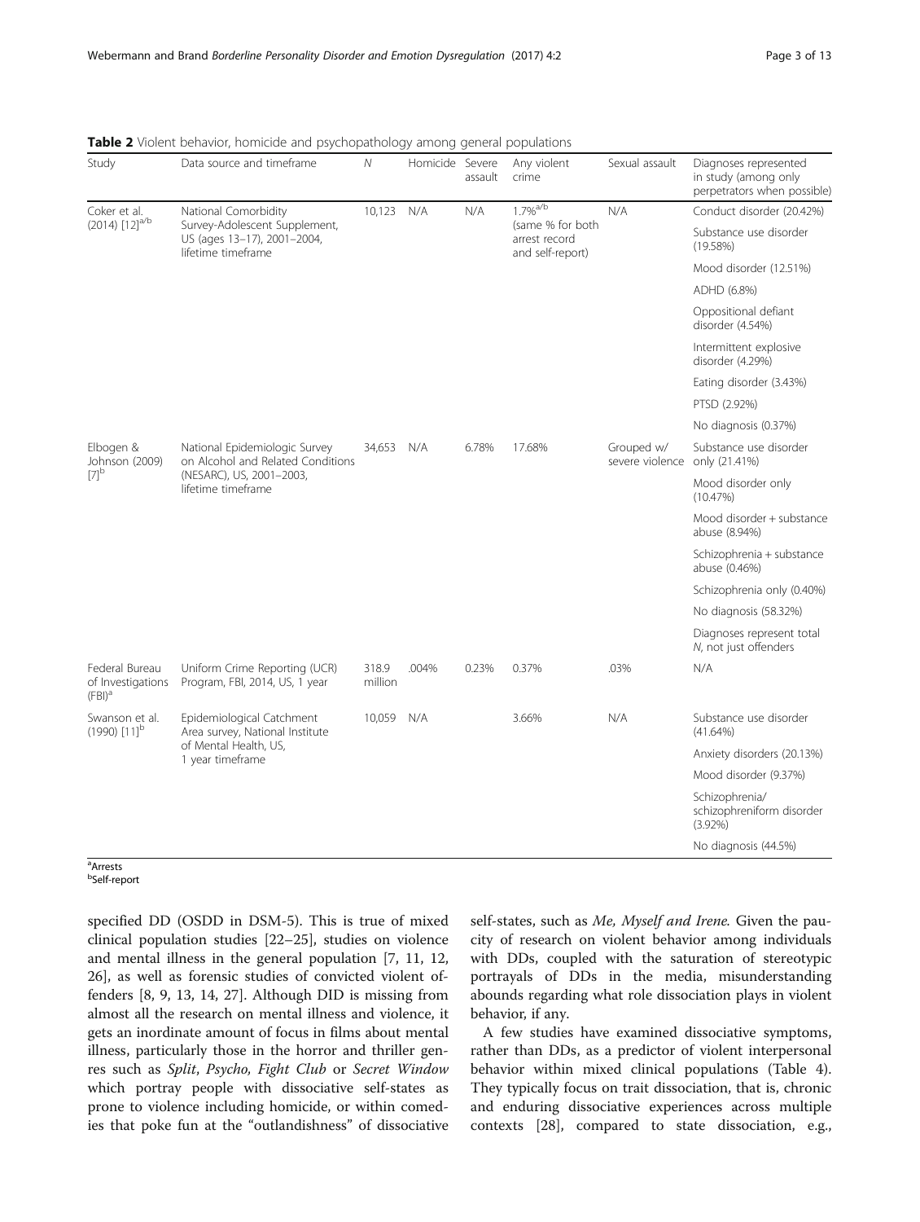**Table 2** Violent behavior, homicide and psychopathology among general populations

| Study | Data source and timeframe | N | Homicide | Severe assault | Any violent crime | Sexual assault | Diagnoses represented in study (among only perpetrators when possible) |
|---|---|---|---|---|---|---|---|
| Coker et al. (2014) [12][a/b] | National Comorbidity Survey-Adolescent Supplement, US (ages 13–17), 2001–2004, lifetime timeframe | 10,123 | N/A | N/A | 1.7%[a/b] (same % for both arrest record and self-report) | N/A | Conduct disorder (20.42%) |
| | | | | | | | Substance use disorder (19.58%) |
| | | | | | | | Mood disorder (12.51%) |
| | | | | | | | ADHD (6.8%) |
| | | | | | | | Oppositional defiant disorder (4.54%) |
| | | | | | | | Intermittent explosive disorder (4.29%) |
| | | | | | | | Eating disorder (3.43%) |
| | | | | | | | PTSD (2.92%) |
| | | | | | | | No diagnosis (0.37%) |
| Elbogen & Johnson (2009) [7][b] | National Epidemiologic Survey on Alcohol and Related Conditions (NESARC), US, 2001–2003, lifetime timeframe | 34,653 | N/A | 6.78% | 17.68% | Grouped w/ severe violence | Substance use disorder only (21.41%) |
| | | | | | | | Mood disorder only (10.47%) |
| | | | | | | | Mood disorder + substance abuse (8.94%) |
| | | | | | | | Schizophrenia + substance abuse (0.46%) |
| | | | | | | | Schizophrenia only (0.40%) |
| | | | | | | | No diagnosis (58.32%) |
| | | | | | | | Diagnoses represent total N, not just offenders |
| Federal Bureau of Investigations (FBI)[a] | Uniform Crime Reporting (UCR) Program, FBI, 2014, US, 1 year | 318.9 million | .004% | 0.23% | 0.37% | .03% | N/A |
| Swanson et al. (1990) [11][b] | Epidemiological Catchment Area survey, National Institute of Mental Health, US, 1 year timeframe | 10,059 | N/A | | 3.66% | N/A | Substance use disorder (41.64%) |
| | | | | | | | Anxiety disorders (20.13%) |
| | | | | | | | Mood disorder (9.37%) |
| | | | | | | | Schizophrenia/ schizophreniform disorder (3.92%) |
| | | | | | | | No diagnosis (44.5%) |

[a]Arrests
[b]Self-report

specified DD (OSDD in DSM-5). This is true of mixed clinical population studies [22–25], studies on violence and mental illness in the general population [7, 11, 12, 26], as well as forensic studies of convicted violent offenders [8, 9, 13, 14, 27]. Although DID is missing from almost all the research on mental illness and violence, it gets an inordinate amount of focus in films about mental illness, particularly those in the horror and thriller genres such as *Split*, *Psycho*, *Fight Club* or *Secret Window* which portray people with dissociative self-states as prone to violence including homicide, or within comedies that poke fun at the "outlandishness" of dissociative self-states, such as *Me, Myself and Irene*. Given the paucity of research on violent behavior among individuals with DDs, coupled with the saturation of stereotypic portrayals of DDs in the media, misunderstanding abounds regarding what role dissociation plays in violent behavior, if any.

A few studies have examined dissociative symptoms, rather than DDs, as a predictor of violent interpersonal behavior within mixed clinical populations (Table 4). They typically focus on trait dissociation, that is, chronic and enduring dissociative experiences across multiple contexts [28], compared to state dissociation, e.g.,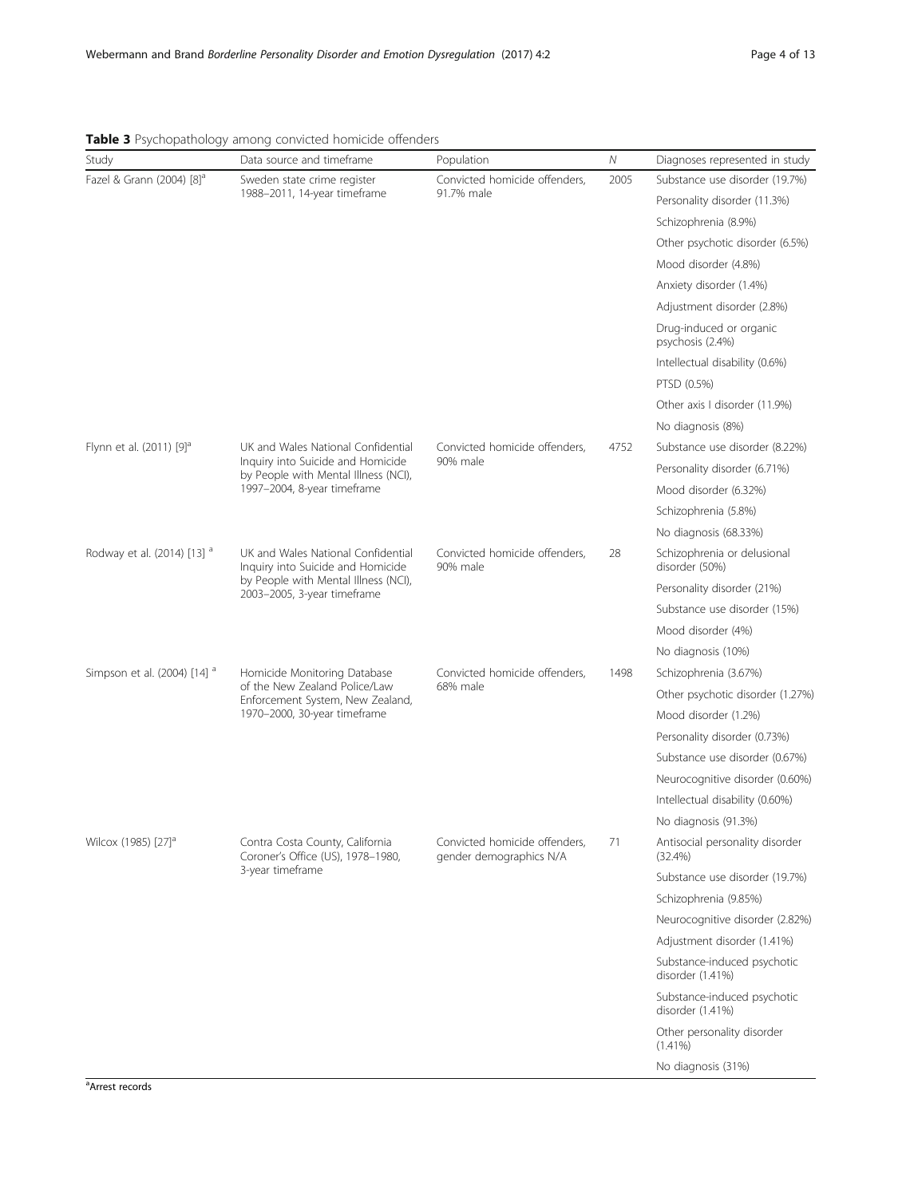**Table 3** Psychopathology among convicted homicide offenders

| Study | Data source and timeframe | Population | N | Diagnoses represented in study |
|---|---|---|---|---|
| Fazel & Grann (2004) [8][a] | Sweden state crime register 1988–2011, 14-year timeframe | Convicted homicide offenders, 91.7% male | 2005 | Substance use disorder (19.7%) |
| | | | | Personality disorder (11.3%) |
| | | | | Schizophrenia (8.9%) |
| | | | | Other psychotic disorder (6.5%) |
| | | | | Mood disorder (4.8%) |
| | | | | Anxiety disorder (1.4%) |
| | | | | Adjustment disorder (2.8%) |
| | | | | Drug-induced or organic psychosis (2.4%) |
| | | | | Intellectual disability (0.6%) |
| | | | | PTSD (0.5%) |
| | | | | Other axis I disorder (11.9%) |
| | | | | No diagnosis (8%) |
| Flynn et al. (2011) [9][a] | UK and Wales National Confidential Inquiry into Suicide and Homicide by People with Mental Illness (NCI), 1997–2004, 8-year timeframe | Convicted homicide offenders, 90% male | 4752 | Substance use disorder (8.22%) |
| | | | | Personality disorder (6.71%) |
| | | | | Mood disorder (6.32%) |
| | | | | Schizophrenia (5.8%) |
| | | | | No diagnosis (68.33%) |
| Rodway et al. (2014) [13] [a] | UK and Wales National Confidential Inquiry into Suicide and Homicide by People with Mental Illness (NCI), 2003–2005, 3-year timeframe | Convicted homicide offenders, 90% male | 28 | Schizophrenia or delusional disorder (50%) |
| | | | | Personality disorder (21%) |
| | | | | Substance use disorder (15%) |
| | | | | Mood disorder (4%) |
| | | | | No diagnosis (10%) |
| Simpson et al. (2004) [14] [a] | Homicide Monitoring Database of the New Zealand Police/Law Enforcement System, New Zealand, 1970–2000, 30-year timeframe | Convicted homicide offenders, 68% male | 1498 | Schizophrenia (3.67%) |
| | | | | Other psychotic disorder (1.27%) |
| | | | | Mood disorder (1.2%) |
| | | | | Personality disorder (0.73%) |
| | | | | Substance use disorder (0.67%) |
| | | | | Neurocognitive disorder (0.60%) |
| | | | | Intellectual disability (0.60%) |
| | | | | No diagnosis (91.3%) |
| Wilcox (1985) [27][a] | Contra Costa County, California Coroner's Office (US), 1978–1980, 3-year timeframe | Convicted homicide offenders, gender demographics N/A | 71 | Antisocial personality disorder (32.4%) |
| | | | | Substance use disorder (19.7%) |
| | | | | Schizophrenia (9.85%) |
| | | | | Neurocognitive disorder (2.82%) |
| | | | | Adjustment disorder (1.41%) |
| | | | | Substance-induced psychotic disorder (1.41%) |
| | | | | Substance-induced psychotic disorder (1.41%) |
| | | | | Other personality disorder (1.41%) |
| | | | | No diagnosis (31%) |

[a]Arrest records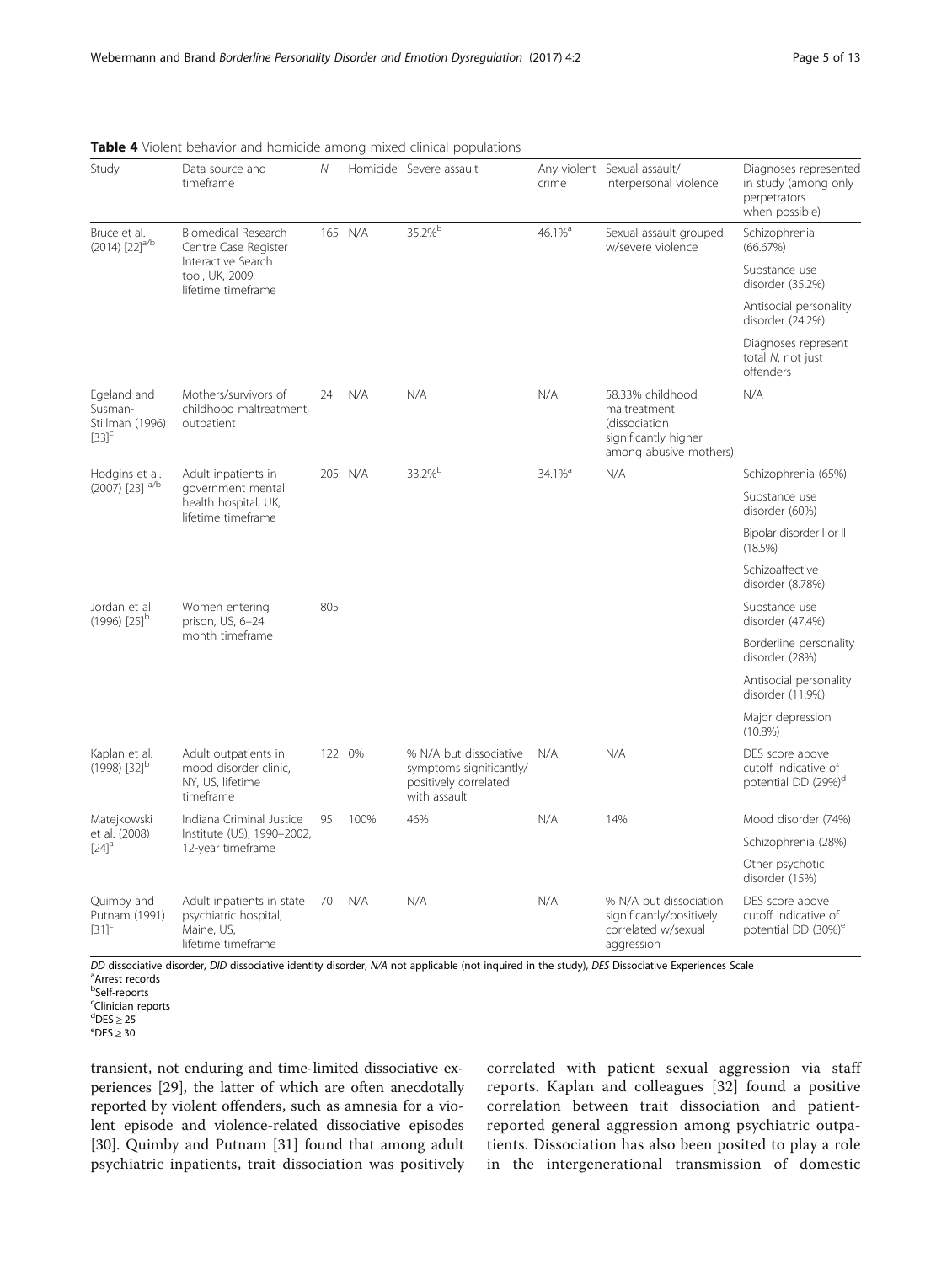**Table 4** Violent behavior and homicide among mixed clinical populations

| Study | Data source and timeframe | N | Homicide | Severe assault | Any violent crime | Sexual assault/ interpersonal violence | Diagnoses represented in study (among only perpetrators when possible) |
|---|---|---|---|---|---|---|---|
| Bruce et al. (2014) [22][a/b] | Biomedical Research Centre Case Register Interactive Search tool, UK, 2009, lifetime timeframe | 165 | N/A | 35.2%[b] | 46.1%[a] | Sexual assault grouped w/severe violence | Schizophrenia (66.67%) |
| | | | | | | | Substance use disorder (35.2%) |
| | | | | | | | Antisocial personality disorder (24.2%) |
| | | | | | | | Diagnoses represent total N, not just offenders |
| Egeland and Susman-Stillman (1996) [33][c] | Mothers/survivors of childhood maltreatment, outpatient | 24 | N/A | N/A | N/A | 58.33% childhood maltreatment (dissociation significantly higher among abusive mothers) | N/A |
| Hodgins et al. (2007) [23] [a/b] | Adult inpatients in government mental health hospital, UK, lifetime timeframe | 205 | N/A | 33.2%[b] | 34.1%[a] | N/A | Schizophrenia (65%) |
| | | | | | | | Substance use disorder (60%) |
| | | | | | | | Bipolar disorder I or II (18.5%) |
| | | | | | | | Schizoaffective disorder (8.78%) |
| Jordan et al. (1996) [25][b] | Women entering prison, US, 6–24 month timeframe | 805 | | | | | Substance use disorder (47.4%) |
| | | | | | | | Borderline personality disorder (28%) |
| | | | | | | | Antisocial personality disorder (11.9%) |
| | | | | | | | Major depression (10.8%) |
| Kaplan et al. (1998) [32][b] | Adult outpatients in mood disorder clinic, NY, US, lifetime timeframe | 122 | 0% | % N/A but dissociative symptoms significantly/ positively correlated with assault | N/A | N/A | DES score above cutoff indicative of potential DD (29%)[d] |
| Matejkowski et al. (2008) [24][a] | Indiana Criminal Justice Institute (US), 1990–2002, 12-year timeframe | 95 | 100% | 46% | N/A | 14% | Mood disorder (74%) |
| | | | | | | | Schizophrenia (28%) |
| | | | | | | | Other psychotic disorder (15%) |
| Quimby and Putnam (1991) [31][c] | Adult inpatients in state psychiatric hospital, Maine, US, lifetime timeframe | 70 | N/A | N/A | N/A | % N/A but dissociation significantly/positively correlated w/sexual aggression | DES score above cutoff indicative of potential DD (30%)[e] |

*DD* dissociative disorder, *DID* dissociative identity disorder, *N/A* not applicable (not inquired in the study), *DES* Dissociative Experiences Scale
[a]Arrest records
[b]Self-reports
[c]Clinician reports
[d]DES ≥ 25
[e]DES ≥ 30

transient, not enduring and time-limited dissociative experiences [29], the latter of which are often anecdotally reported by violent offenders, such as amnesia for a violent episode and violence-related dissociative episodes [30]. Quimby and Putnam [31] found that among adult psychiatric inpatients, trait dissociation was positively correlated with patient sexual aggression via staff reports. Kaplan and colleagues [32] found a positive correlation between trait dissociation and patient-reported general aggression among psychiatric outpatients. Dissociation has also been posited to play a role in the intergenerational transmission of domestic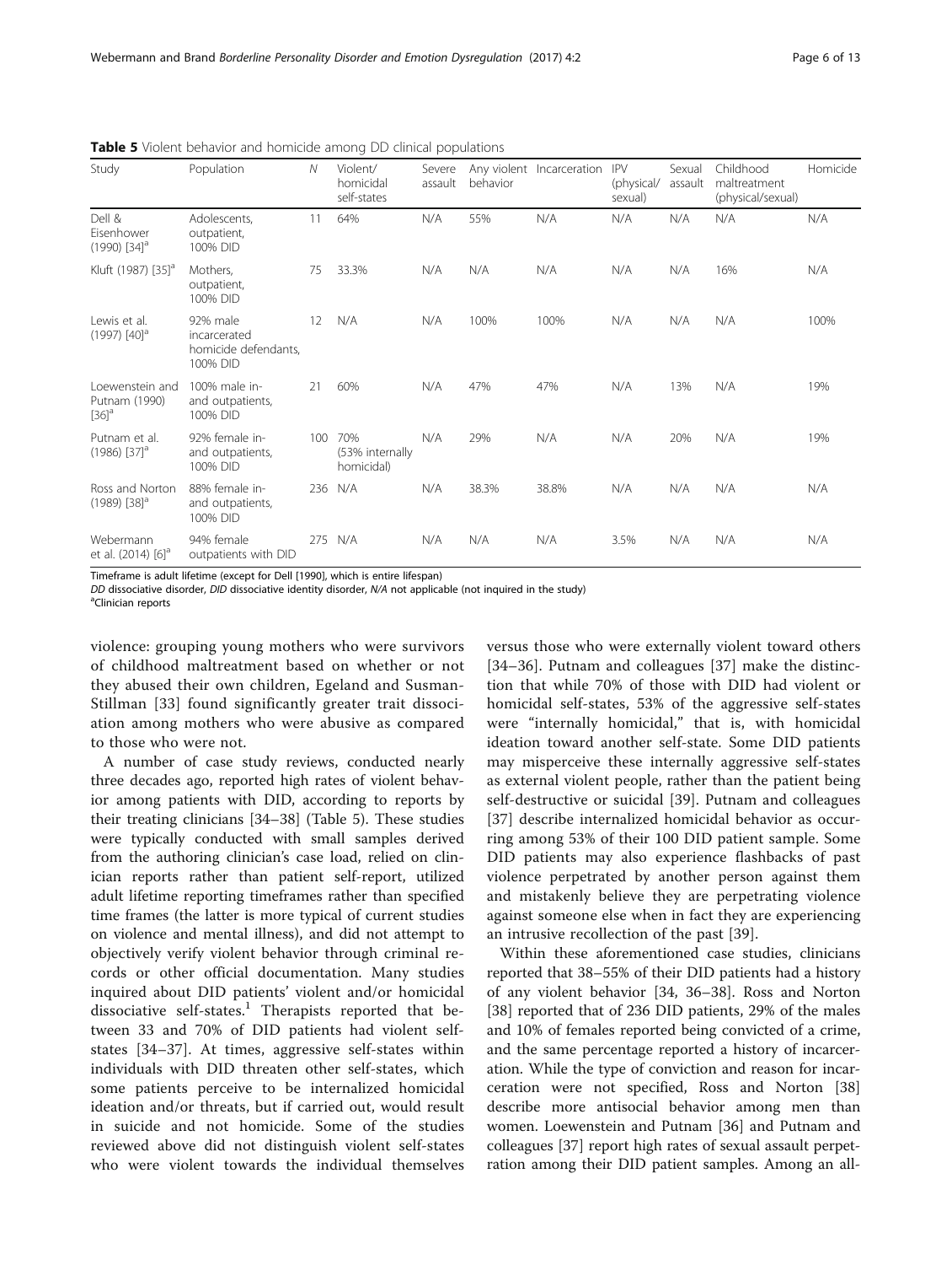**Table 5** Violent behavior and homicide among DD clinical populations

| Study | Population | N | Violent/ homicidal self-states | Severe assault | Any violent behavior | Incarceration | IPV (physical/ sexual) | Sexual assault | Childhood maltreatment (physical/sexual) | Homicide |
|---|---|---|---|---|---|---|---|---|---|---|
| Dell & Eisenhower (1990) [34][a] | Adolescents, outpatient, 100% DID | 11 | 64% | N/A | 55% | N/A | N/A | N/A | N/A | N/A |
| Kluft (1987) [35][a] | Mothers, outpatient, 100% DID | 75 | 33.3% | N/A | N/A | N/A | N/A | N/A | 16% | N/A |
| Lewis et al. (1997) [40][a] | 92% male incarcerated homicide defendants, 100% DID | 12 | N/A | N/A | 100% | 100% | N/A | N/A | N/A | 100% |
| Loewenstein and Putnam (1990) [36][a] | 100% male in- and outpatients, 100% DID | 21 | 60% | N/A | 47% | 47% | N/A | 13% | N/A | 19% |
| Putnam et al. (1986) [37][a] | 92% female in- and outpatients, 100% DID | 100 | 70% (53% internally homicidal) | N/A | 29% | N/A | N/A | 20% | N/A | 19% |
| Ross and Norton (1989) [38][a] | 88% female in- and outpatients, 100% DID | 236 | N/A | N/A | 38.3% | 38.8% | N/A | N/A | N/A | N/A |
| Webermann et al. (2014) [6][a] | 94% female outpatients with DID | 275 | N/A | N/A | N/A | N/A | 3.5% | N/A | N/A | N/A |

Timeframe is adult lifetime (except for Dell [1990], which is entire lifespan)

*DD* dissociative disorder, *DID* dissociative identity disorder, *N/A* not applicable (not inquired in the study)

[a]Clinician reports

violence: grouping young mothers who were survivors of childhood maltreatment based on whether or not they abused their own children, Egeland and Susman-Stillman [33] found significantly greater trait dissociation among mothers who were abusive as compared to those who were not.

A number of case study reviews, conducted nearly three decades ago, reported high rates of violent behavior among patients with DID, according to reports by their treating clinicians [34–38] (Table 5). These studies were typically conducted with small samples derived from the authoring clinician's case load, relied on clinician reports rather than patient self-report, utilized adult lifetime reporting timeframes rather than specified time frames (the latter is more typical of current studies on violence and mental illness), and did not attempt to objectively verify violent behavior through criminal records or other official documentation. Many studies inquired about DID patients' violent and/or homicidal dissociative self-states.[1] Therapists reported that between 33 and 70% of DID patients had violent self-states [34–37]. At times, aggressive self-states within individuals with DID threaten other self-states, which some patients perceive to be internalized homicidal ideation and/or threats, but if carried out, would result in suicide and not homicide. Some of the studies reviewed above did not distinguish violent self-states who were violent towards the individual themselves versus those who were externally violent toward others [34–36]. Putnam and colleagues [37] make the distinction that while 70% of those with DID had violent or homicidal self-states, 53% of the aggressive self-states were "internally homicidal," that is, with homicidal ideation toward another self-state. Some DID patients may misperceive these internally aggressive self-states as external violent people, rather than the patient being self-destructive or suicidal [39]. Putnam and colleagues [37] describe internalized homicidal behavior as occurring among 53% of their 100 DID patient sample. Some DID patients may also experience flashbacks of past violence perpetrated by another person against them and mistakenly believe they are perpetrating violence against someone else when in fact they are experiencing an intrusive recollection of the past [39].

Within these aforementioned case studies, clinicians reported that 38–55% of their DID patients had a history of any violent behavior [34, 36–38]. Ross and Norton [38] reported that of 236 DID patients, 29% of the males and 10% of females reported being convicted of a crime, and the same percentage reported a history of incarceration. While the type of conviction and reason for incarceration were not specified, Ross and Norton [38] describe more antisocial behavior among men than women. Loewenstein and Putnam [36] and Putnam and colleagues [37] report high rates of sexual assault perpetration among their DID patient samples. Among an all-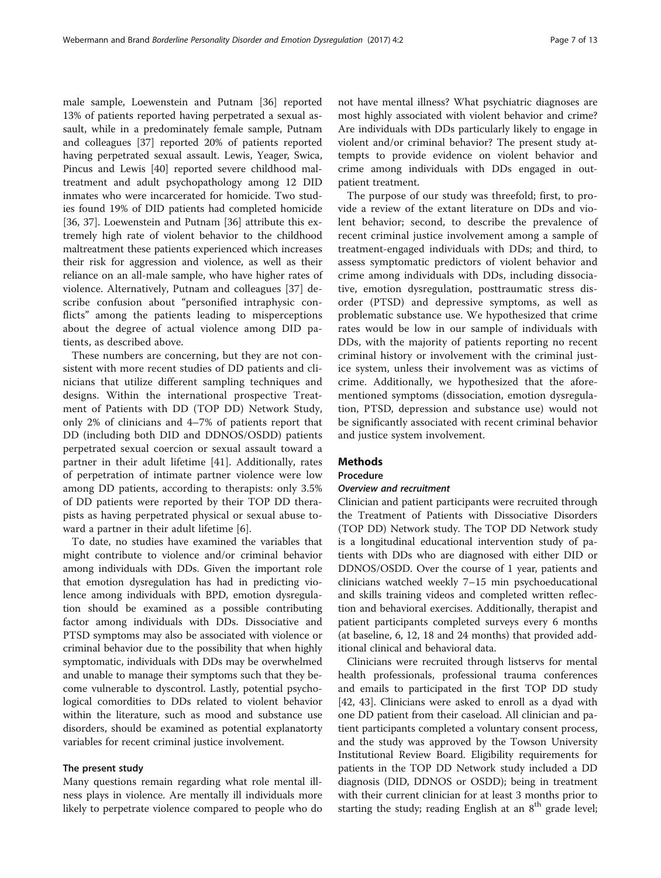male sample, Loewenstein and Putnam [36] reported 13% of patients reported having perpetrated a sexual assault, while in a predominately female sample, Putnam and colleagues [37] reported 20% of patients reported having perpetrated sexual assault. Lewis, Yeager, Swica, Pincus and Lewis [40] reported severe childhood maltreatment and adult psychopathology among 12 DID inmates who were incarcerated for homicide. Two studies found 19% of DID patients had completed homicide [36, 37]. Loewenstein and Putnam [36] attribute this extremely high rate of violent behavior to the childhood maltreatment these patients experienced which increases their risk for aggression and violence, as well as their reliance on an all-male sample, who have higher rates of violence. Alternatively, Putnam and colleagues [37] describe confusion about "personified intraphysic conflicts" among the patients leading to misperceptions about the degree of actual violence among DID patients, as described above.

These numbers are concerning, but they are not consistent with more recent studies of DD patients and clinicians that utilize different sampling techniques and designs. Within the international prospective Treatment of Patients with DD (TOP DD) Network Study, only 2% of clinicians and 4–7% of patients report that DD (including both DID and DDNOS/OSDD) patients perpetrated sexual coercion or sexual assault toward a partner in their adult lifetime [41]. Additionally, rates of perpetration of intimate partner violence were low among DD patients, according to therapists: only 3.5% of DD patients were reported by their TOP DD therapists as having perpetrated physical or sexual abuse toward a partner in their adult lifetime [6].

To date, no studies have examined the variables that might contribute to violence and/or criminal behavior among individuals with DDs. Given the important role that emotion dysregulation has had in predicting violence among individuals with BPD, emotion dysregulation should be examined as a possible contributing factor among individuals with DDs. Dissociative and PTSD symptoms may also be associated with violence or criminal behavior due to the possibility that when highly symptomatic, individuals with DDs may be overwhelmed and unable to manage their symptoms such that they become vulnerable to dyscontrol. Lastly, potential psychological comordities to DDs related to violent behavior within the literature, such as mood and substance use disorders, should be examined as potential explanatorty variables for recent criminal justice involvement.

### The present study

Many questions remain regarding what role mental illness plays in violence. Are mentally ill individuals more likely to perpetrate violence compared to people who do not have mental illness? What psychiatric diagnoses are most highly associated with violent behavior and crime? Are individuals with DDs particularly likely to engage in violent and/or criminal behavior? The present study attempts to provide evidence on violent behavior and crime among individuals with DDs engaged in outpatient treatment.

The purpose of our study was threefold; first, to provide a review of the extant literature on DDs and violent behavior; second, to describe the prevalence of recent criminal justice involvement among a sample of treatment-engaged individuals with DDs; and third, to assess symptomatic predictors of violent behavior and crime among individuals with DDs, including dissociative, emotion dysregulation, posttraumatic stress disorder (PTSD) and depressive symptoms, as well as problematic substance use. We hypothesized that crime rates would be low in our sample of individuals with DDs, with the majority of patients reporting no recent criminal history or involvement with the criminal justice system, unless their involvement was as victims of crime. Additionally, we hypothesized that the aforementioned symptoms (dissociation, emotion dysregulation, PTSD, depression and substance use) would not be significantly associated with recent criminal behavior and justice system involvement.

## Methods

### Procedure

#### *Overview and recruitment*

Clinician and patient participants were recruited through the Treatment of Patients with Dissociative Disorders (TOP DD) Network study. The TOP DD Network study is a longitudinal educational intervention study of patients with DDs who are diagnosed with either DID or DDNOS/OSDD. Over the course of 1 year, patients and clinicians watched weekly 7–15 min psychoeducational and skills training videos and completed written reflection and behavioral exercises. Additionally, therapist and patient participants completed surveys every 6 months (at baseline, 6, 12, 18 and 24 months) that provided additional clinical and behavioral data.

Clinicians were recruited through listservs for mental health professionals, professional trauma conferences and emails to participated in the first TOP DD study [42, 43]. Clinicians were asked to enroll as a dyad with one DD patient from their caseload. All clinician and patient participants completed a voluntary consent process, and the study was approved by the Towson University Institutional Review Board. Eligibility requirements for patients in the TOP DD Network study included a DD diagnosis (DID, DDNOS or OSDD); being in treatment with their current clinician for at least 3 months prior to starting the study; reading English at an 8th grade level;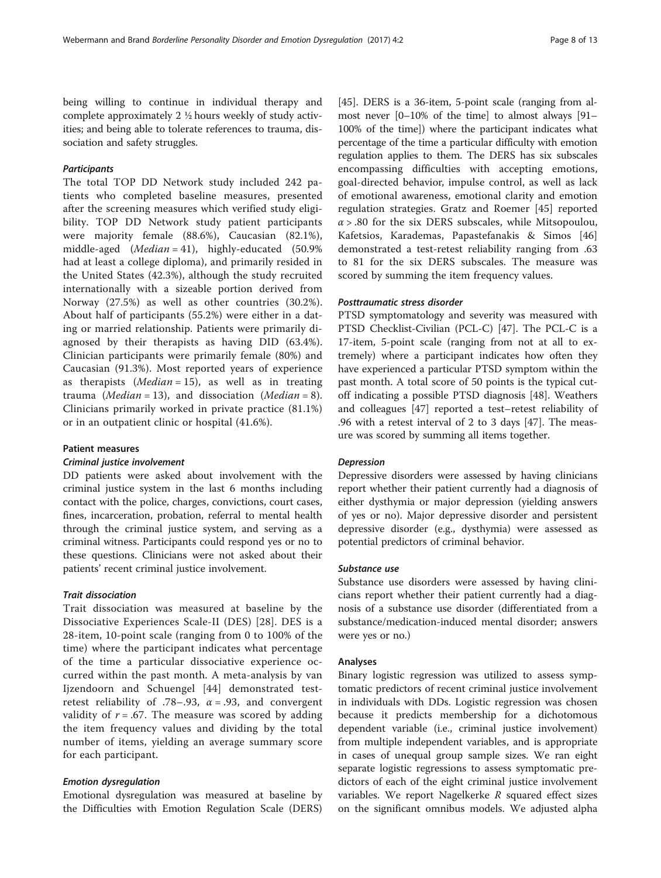being willing to continue in individual therapy and complete approximately 2 ½ hours weekly of study activities; and being able to tolerate references to trauma, dissociation and safety struggles.

#### *Participants*

The total TOP DD Network study included 242 patients who completed baseline measures, presented after the screening measures which verified study eligibility. TOP DD Network study patient participants were majority female (88.6%), Caucasian (82.1%), middle-aged (*Median* = 41), highly-educated (50.9% had at least a college diploma), and primarily resided in the United States (42.3%), although the study recruited internationally with a sizeable portion derived from Norway (27.5%) as well as other countries (30.2%). About half of participants (55.2%) were either in a dating or married relationship. Patients were primarily diagnosed by their therapists as having DID (63.4%). Clinician participants were primarily female (80%) and Caucasian (91.3%). Most reported years of experience as therapists (*Median* = 15), as well as in treating trauma (*Median* = 13), and dissociation (*Median* = 8). Clinicians primarily worked in private practice (81.1%) or in an outpatient clinic or hospital (41.6%).

### Patient measures

#### *Criminal justice involvement*

DD patients were asked about involvement with the criminal justice system in the last 6 months including contact with the police, charges, convictions, court cases, fines, incarceration, probation, referral to mental health through the criminal justice system, and serving as a criminal witness. Participants could respond yes or no to these questions. Clinicians were not asked about their patients' recent criminal justice involvement.

#### *Trait dissociation*

Trait dissociation was measured at baseline by the Dissociative Experiences Scale-II (DES) [28]. DES is a 28-item, 10-point scale (ranging from 0 to 100% of the time) where the participant indicates what percentage of the time a particular dissociative experience occurred within the past month. A meta-analysis by van Ijzendoorn and Schuengel [44] demonstrated test-retest reliability of .78–.93, $\alpha = .93$, and convergent validity of $r = .67$. The measure was scored by adding the item frequency values and dividing by the total number of items, yielding an average summary score for each participant.

#### *Emotion dysregulation*

Emotional dysregulation was measured at baseline by the Difficulties with Emotion Regulation Scale (DERS) [45]. DERS is a 36-item, 5-point scale (ranging from almost never [0–10% of the time] to almost always [91–100% of the time]) where the participant indicates what percentage of the time a particular difficulty with emotion regulation applies to them. The DERS has six subscales encompassing difficulties with accepting emotions, goal-directed behavior, impulse control, as well as lack of emotional awareness, emotional clarity and emotion regulation strategies. Gratz and Roemer [45] reported $\alpha > .80$ for the six DERS subscales, while Mitsopoulou, Kafetsios, Karademas, Papastefanakis & Simos [46] demonstrated a test-retest reliability ranging from .63 to 81 for the six DERS subscales. The measure was scored by summing the item frequency values.

#### *Posttraumatic stress disorder*

PTSD symptomatology and severity was measured with PTSD Checklist-Civilian (PCL-C) [47]. The PCL-C is a 17-item, 5-point scale (ranging from not at all to extremely) where a participant indicates how often they have experienced a particular PTSD symptom within the past month. A total score of 50 points is the typical cutoff indicating a possible PTSD diagnosis [48]. Weathers and colleagues [47] reported a test–retest reliability of .96 with a retest interval of 2 to 3 days [47]. The measure was scored by summing all items together.

#### *Depression*

Depressive disorders were assessed by having clinicians report whether their patient currently had a diagnosis of either dysthymia or major depression (yielding answers of yes or no). Major depressive disorder and persistent depressive disorder (e.g., dysthymia) were assessed as potential predictors of criminal behavior.

#### *Substance use*

Substance use disorders were assessed by having clinicians report whether their patient currently had a diagnosis of a substance use disorder (differentiated from a substance/medication-induced mental disorder; answers were yes or no.)

### Analyses

Binary logistic regression was utilized to assess symptomatic predictors of recent criminal justice involvement in individuals with DDs. Logistic regression was chosen because it predicts membership for a dichotomous dependent variable (i.e., criminal justice involvement) from multiple independent variables, and is appropriate in cases of unequal group sample sizes. We ran eight separate logistic regressions to assess symptomatic predictors of each of the eight criminal justice involvement variables. We report Nagelkerke $R$ squared effect sizes on the significant omnibus models. We adjusted alpha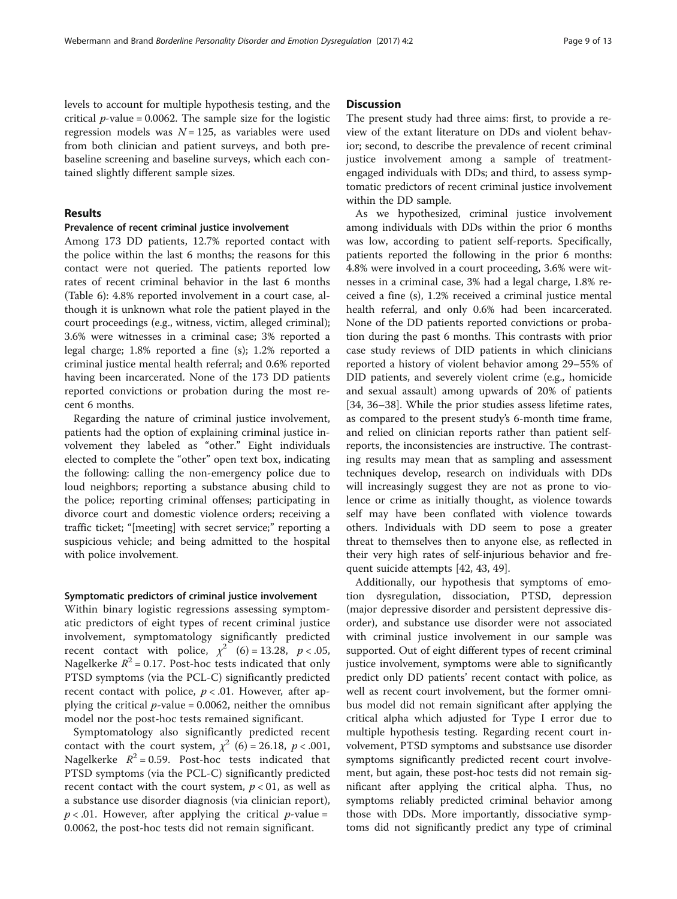levels to account for multiple hypothesis testing, and the critical $p$-value = 0.0062. The sample size for the logistic regression models was $N = 125$, as variables were used from both clinician and patient surveys, and both pre-baseline screening and baseline surveys, which each contained slightly different sample sizes.

## Results

### Prevalence of recent criminal justice involvement

Among 173 DD patients, 12.7% reported contact with the police within the last 6 months; the reasons for this contact were not queried. The patients reported low rates of recent criminal behavior in the last 6 months (Table 6): 4.8% reported involvement in a court case, although it is unknown what role the patient played in the court proceedings (e.g., witness, victim, alleged criminal); 3.6% were witnesses in a criminal case; 3% reported a legal charge; 1.8% reported a fine (s); 1.2% reported a criminal justice mental health referral; and 0.6% reported having been incarcerated. None of the 173 DD patients reported convictions or probation during the most recent 6 months.

Regarding the nature of criminal justice involvement, patients had the option of explaining criminal justice involvement they labeled as "other." Eight individuals elected to complete the "other" open text box, indicating the following: calling the non-emergency police due to loud neighbors; reporting a substance abusing child to the police; reporting criminal offenses; participating in divorce court and domestic violence orders; receiving a traffic ticket; "[meeting] with secret service;" reporting a suspicious vehicle; and being admitted to the hospital with police involvement.

### Symptomatic predictors of criminal justice involvement

Within binary logistic regressions assessing symptomatic predictors of eight types of recent criminal justice involvement, symptomatology significantly predicted recent contact with police, $\chi^2$ (6) = 13.28, $p < .05$, Nagelkerke $R^2 = 0.17$. Post-hoc tests indicated that only PTSD symptoms (via the PCL-C) significantly predicted recent contact with police, $p < .01$. However, after applying the critical $p$-value = 0.0062, neither the omnibus model nor the post-hoc tests remained significant.

Symptomatology also significantly predicted recent contact with the court system, $\chi^2$ (6) = 26.18, $p < .001$, Nagelkerke $R^2 = 0.59$. Post-hoc tests indicated that PTSD symptoms (via the PCL-C) significantly predicted recent contact with the court system, $p < 01$, as well as a substance use disorder diagnosis (via clinician report), $p < .01$. However, after applying the critical $p$-value = 0.0062, the post-hoc tests did not remain significant.

## Discussion

The present study had three aims: first, to provide a review of the extant literature on DDs and violent behavior; second, to describe the prevalence of recent criminal justice involvement among a sample of treatment-engaged individuals with DDs; and third, to assess symptomatic predictors of recent criminal justice involvement within the DD sample.

As we hypothesized, criminal justice involvement among individuals with DDs within the prior 6 months was low, according to patient self-reports. Specifically, patients reported the following in the prior 6 months: 4.8% were involved in a court proceeding, 3.6% were witnesses in a criminal case, 3% had a legal charge, 1.8% received a fine (s), 1.2% received a criminal justice mental health referral, and only 0.6% had been incarcerated. None of the DD patients reported convictions or probation during the past 6 months. This contrasts with prior case study reviews of DID patients in which clinicians reported a history of violent behavior among 29–55% of DID patients, and severely violent crime (e.g., homicide and sexual assault) among upwards of 20% of patients [34, 36–38]. While the prior studies assess lifetime rates, as compared to the present study's 6-month time frame, and relied on clinician reports rather than patient self-reports, the inconsistencies are instructive. The contrasting results may mean that as sampling and assessment techniques develop, research on individuals with DDs will increasingly suggest they are not as prone to violence or crime as initially thought, as violence towards self may have been conflated with violence towards others. Individuals with DD seem to pose a greater threat to themselves then to anyone else, as reflected in their very high rates of self-injurious behavior and frequent suicide attempts [42, 43, 49].

Additionally, our hypothesis that symptoms of emotion dysregulation, dissociation, PTSD, depression (major depressive disorder and persistent depressive disorder), and substance use disorder were not associated with criminal justice involvement in our sample was supported. Out of eight different types of recent criminal justice involvement, symptoms were able to significantly predict only DD patients' recent contact with police, as well as recent court involvement, but the former omnibus model did not remain significant after applying the critical alpha which adjusted for Type I error due to multiple hypothesis testing. Regarding recent court involvement, PTSD symptoms and substsance use disorder symptoms significantly predicted recent court involvement, but again, these post-hoc tests did not remain significant after applying the critical alpha. Thus, no symptoms reliably predicted criminal behavior among those with DDs. More importantly, dissociative symptoms did not significantly predict any type of criminal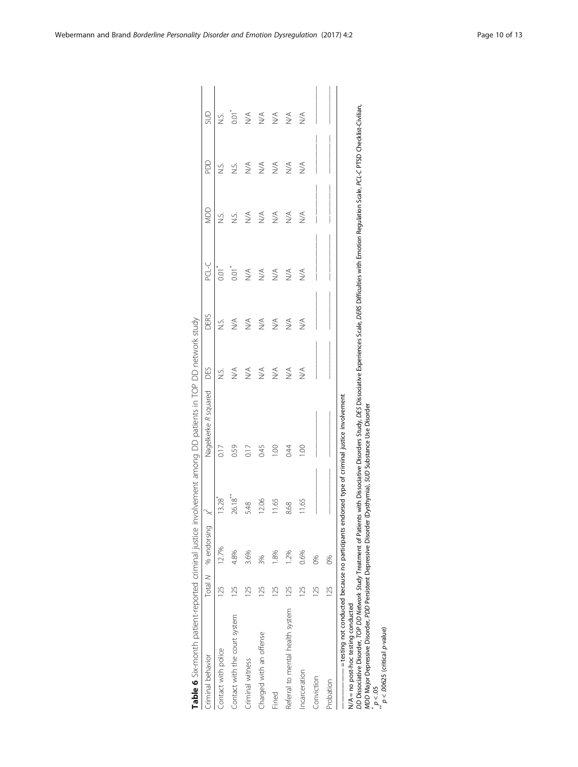**Table 6** Six-month patient-reported criminal justice involvement among DD patients in TOP DD network study

| Criminal behavior | Total *N* | % endorsing | $\chi^2$ | Nagelkerke *R* squared | DES | DERS | PCL-C | MDD | PDD | SUD |
|---|---|---|---|---|---|---|---|---|---|---|
| Contact with police | 125 | 12.7% | 13.28* | 0.17 | N.S. | N.S. | 0.01* | N.S. | N.S. | N.S. |
| Contact with the court system | 125 | 4.8% | 26.18** | 0.59 | N/A | N/A | 0.01* | N.S. | N.S. | 0.01* |
| Criminal witness | 125 | 3.6% | 5.48 | 0.17 | N/A | N/A | N/A | N/A | N/A | N/A |
| Charged with an offense | 125 | 3% | 12.06 | 0.45 | N/A | N/A | N/A | N/A | N/A | N/A |
| Fined | 125 | 1.8% | 11.65 | 1.00 | N/A | N/A | N/A | N/A | N/A | N/A |
| Referral to mental health system | 125 | 1.2% | 8.68 | 0.44 | N/A | N/A | N/A | N/A | N/A | N/A |
| Incarceration | 125 | 0.6% | 11.65 | 1.00 | N/A | N/A | N/A | N/A | N/A | N/A |
| Conviction | 125 | 0% | ———— | ———— | ———— | ———— | ———— | ———— | ———— | ———— |
| Probation | 125 | 0% | ———— | ———— | ———— | ———— | ———— | ———— | ———— | ———— |

———— = testing not conducted because no participants endorsed type of criminal justice involvement

N/A = no post-hoc testing conducted

*DD* Dissociative Disorder, *TOP DD Network Study* Treatment of Patients with Dissociative Disorders Study, *DES* Dissociative Experiences Scale, *DERS* Difficulties with Emotion Regulation Scale, *PCL-C* PTSD Checklist-Civilian, *MDD* Major Depressive Disorder, *PDD* Persistent Depressive Disorder (Dysthymia), *SUD* Substance Use Disorder

\* $p < .05$

\*\* $p < .00625$ (critical *p*-value)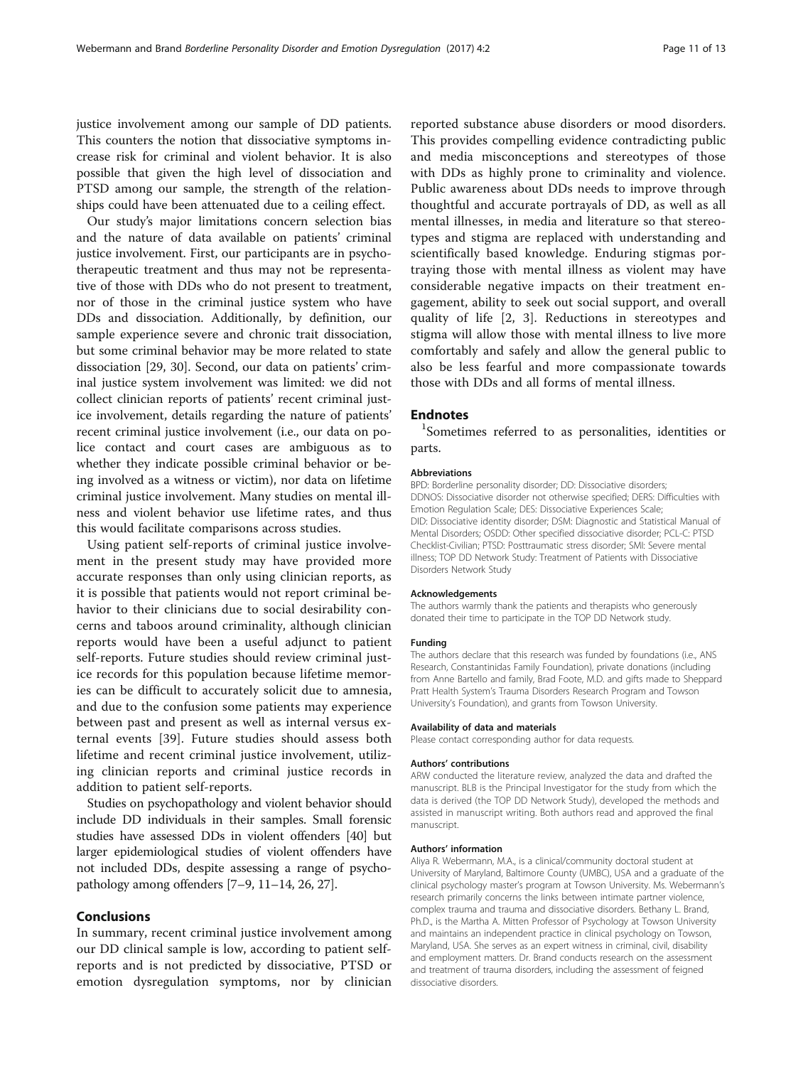justice involvement among our sample of DD patients. This counters the notion that dissociative symptoms increase risk for criminal and violent behavior. It is also possible that given the high level of dissociation and PTSD among our sample, the strength of the relationships could have been attenuated due to a ceiling effect.

Our study's major limitations concern selection bias and the nature of data available on patients' criminal justice involvement. First, our participants are in psychotherapeutic treatment and thus may not be representative of those with DDs who do not present to treatment, nor of those in the criminal justice system who have DDs and dissociation. Additionally, by definition, our sample experience severe and chronic trait dissociation, but some criminal behavior may be more related to state dissociation [29, 30]. Second, our data on patients' criminal justice system involvement was limited: we did not collect clinician reports of patients' recent criminal justice involvement, details regarding the nature of patients' recent criminal justice involvement (i.e., our data on police contact and court cases are ambiguous as to whether they indicate possible criminal behavior or being involved as a witness or victim), nor data on lifetime criminal justice involvement. Many studies on mental illness and violent behavior use lifetime rates, and thus this would facilitate comparisons across studies.

Using patient self-reports of criminal justice involvement in the present study may have provided more accurate responses than only using clinician reports, as it is possible that patients would not report criminal behavior to their clinicians due to social desirability concerns and taboos around criminality, although clinician reports would have been a useful adjunct to patient self-reports. Future studies should review criminal justice records for this population because lifetime memories can be difficult to accurately solicit due to amnesia, and due to the confusion some patients may experience between past and present as well as internal versus external events [39]. Future studies should assess both lifetime and recent criminal justice involvement, utilizing clinician reports and criminal justice records in addition to patient self-reports.

Studies on psychopathology and violent behavior should include DD individuals in their samples. Small forensic studies have assessed DDs in violent offenders [40] but larger epidemiological studies of violent offenders have not included DDs, despite assessing a range of psychopathology among offenders [7–9, 11–14, 26, 27].

## Conclusions

In summary, recent criminal justice involvement among our DD clinical sample is low, according to patient self-reports and is not predicted by dissociative, PTSD or emotion dysregulation symptoms, nor by clinician reported substance abuse disorders or mood disorders. This provides compelling evidence contradicting public and media misconceptions and stereotypes of those with DDs as highly prone to criminality and violence. Public awareness about DDs needs to improve through thoughtful and accurate portrayals of DD, as well as all mental illnesses, in media and literature so that stereotypes and stigma are replaced with understanding and scientifically based knowledge. Enduring stigmas portraying those with mental illness as violent may have considerable negative impacts on their treatment engagement, ability to seek out social support, and overall quality of life [2, 3]. Reductions in stereotypes and stigma will allow those with mental illness to live more comfortably and safely and allow the general public to also be less fearful and more compassionate towards those with DDs and all forms of mental illness.

## Endnotes

[1]Sometimes referred to as personalities, identities or parts.

#### Abbreviations

BPD: Borderline personality disorder; DD: Dissociative disorders; DDNOS: Dissociative disorder not otherwise specified; DERS: Difficulties with Emotion Regulation Scale; DES: Dissociative Experiences Scale; DID: Dissociative identity disorder; DSM: Diagnostic and Statistical Manual of Mental Disorders; OSDD: Other specified dissociative disorder; PCL-C: PTSD Checklist-Civilian; PTSD: Posttraumatic stress disorder; SMI: Severe mental illness; TOP DD Network Study: Treatment of Patients with Dissociative Disorders Network Study

#### Acknowledgements

The authors warmly thank the patients and therapists who generously donated their time to participate in the TOP DD Network study.

#### Funding

The authors declare that this research was funded by foundations (i.e., ANS Research, Constantinidas Family Foundation), private donations (including from Anne Bartello and family, Brad Foote, M.D. and gifts made to Sheppard Pratt Health System's Trauma Disorders Research Program and Towson University's Foundation), and grants from Towson University.

#### Availability of data and materials

Please contact corresponding author for data requests.

#### Authors' contributions

ARW conducted the literature review, analyzed the data and drafted the manuscript. BLB is the Principal Investigator for the study from which the data is derived (the TOP DD Network Study), developed the methods and assisted in manuscript writing. Both authors read and approved the final manuscript.

#### Authors' information

Aliya R. Webermann, M.A., is a clinical/community doctoral student at University of Maryland, Baltimore County (UMBC), USA and a graduate of the clinical psychology master's program at Towson University. Ms. Webermann's research primarily concerns the links between intimate partner violence, complex trauma and trauma and dissociative disorders. Bethany L. Brand, Ph.D., is the Martha A. Mitten Professor of Psychology at Towson University and maintains an independent practice in clinical psychology on Towson, Maryland, USA. She serves as an expert witness in criminal, civil, disability and employment matters. Dr. Brand conducts research on the assessment and treatment of trauma disorders, including the assessment of feigned dissociative disorders.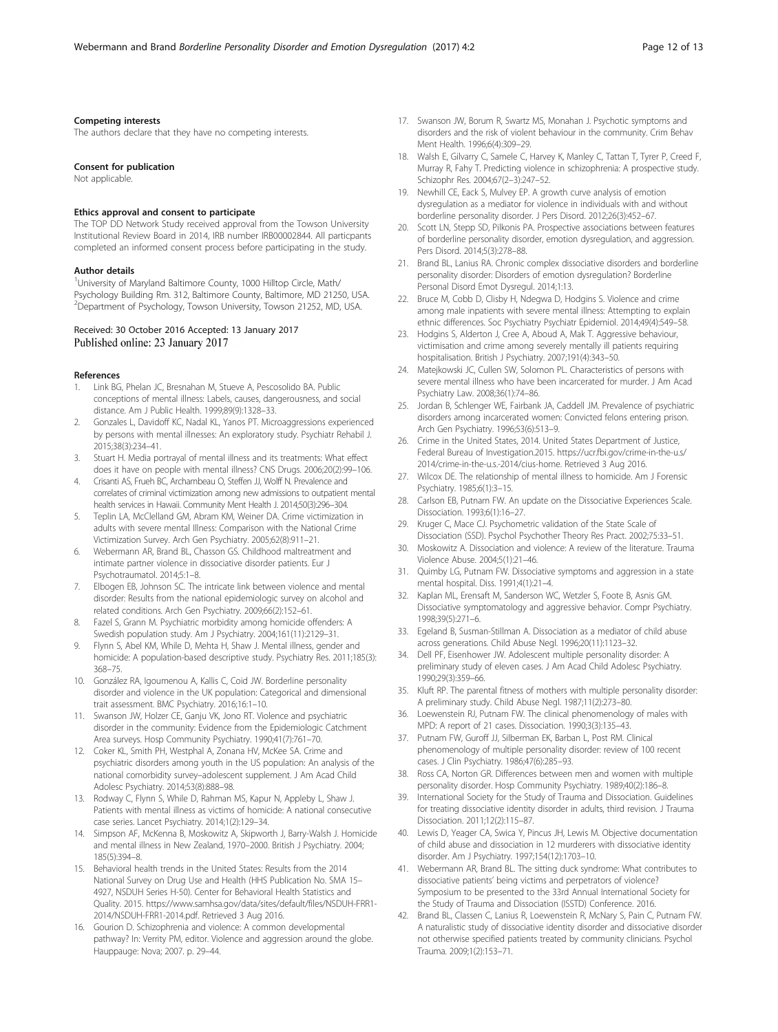### Competing interests

The authors declare that they have no competing interests.

### Consent for publication

Not applicable.

### Ethics approval and consent to participate

The TOP DD Network Study received approval from the Towson University Institutional Review Board in 2014, IRB number IRB00002844. All particpants completed an informed consent process before participating in the study.

### Author details

[1]University of Maryland Baltimore County, 1000 Hilltop Circle, Math/ Psychology Building Rm. 312, Baltimore County, Baltimore, MD 21250, USA. [2]Department of Psychology, Towson University, Towson 21252, MD, USA.

Received: 30 October 2016 Accepted: 13 January 2017
Published online: 23 January 2017

### References

1. Link BG, Phelan JC, Bresnahan M, Stueve A, Pescosolido BA. Public conceptions of mental illness: Labels, causes, dangerousness, and social distance. Am J Public Health. 1999;89(9):1328–33.
2. Gonzales L, Davidoff KC, Nadal KL, Yanos PT. Microaggressions experienced by persons with mental illnesses: An exploratory study. Psychiatr Rehabil J. 2015;38(3):234–41.
3. Stuart H. Media portrayal of mental illness and its treatments: What effect does it have on people with mental illness? CNS Drugs. 2006;20(2):99–106.
4. Crisanti AS, Frueh BC, Archambeau O, Steffen JJ, Wolff N. Prevalence and correlates of criminal victimization among new admissions to outpatient mental health services in Hawaii. Community Ment Health J. 2014;50(3):296–304.
5. Teplin LA, McClelland GM, Abram KM, Weiner DA. Crime victimization in adults with severe mental Illness: Comparison with the National Crime Victimization Survey. Arch Gen Psychiatry. 2005;62(8):911–21.
6. Webermann AR, Brand BL, Chasson GS. Childhood maltreatment and intimate partner violence in dissociative disorder patients. Eur J Psychotraumatol. 2014;5:1–8.
7. Elbogen EB, Johnson SC. The intricate link between violence and mental disorder: Results from the national epidemiologic survey on alcohol and related conditions. Arch Gen Psychiatry. 2009;66(2):152–61.
8. Fazel S, Grann M. Psychiatric morbidity among homicide offenders: A Swedish population study. Am J Psychiatry. 2004;161(11):2129–31.
9. Flynn S, Abel KM, While D, Mehta H, Shaw J. Mental illness, gender and homicide: A population-based descriptive study. Psychiatry Res. 2011;185(3): 368–75.
10. González RA, Igoumenou A, Kallis C, Coid JW. Borderline personality disorder and violence in the UK population: Categorical and dimensional trait assessment. BMC Psychiatry. 2016;16:1–10.
11. Swanson JW, Holzer CE, Ganju VK, Jono RT. Violence and psychiatric disorder in the community: Evidence from the Epidemiologic Catchment Area surveys. Hosp Community Psychiatry. 1990;41(7):761–70.
12. Coker KL, Smith PH, Westphal A, Zonana HV, McKee SA. Crime and psychiatric disorders among youth in the US population: An analysis of the national comorbidity survey–adolescent supplement. J Am Acad Child Adolesc Psychiatry. 2014;53(8):888–98.
13. Rodway C, Flynn S, While D, Rahman MS, Kapur N, Appleby L, Shaw J. Patients with mental illness as victims of homicide: A national consecutive case series. Lancet Psychiatry. 2014;1(2):129–34.
14. Simpson AF, McKenna B, Moskowitz A, Skipworth J, Barry-Walsh J. Homicide and mental illness in New Zealand, 1970–2000. British J Psychiatry. 2004; 185(5):394–8.
15. Behavioral health trends in the United States: Results from the 2014 National Survey on Drug Use and Health (HHS Publication No. SMA 15–4927, NSDUH Series H-50). Center for Behavioral Health Statistics and Quality. 2015. https://www.samhsa.gov/data/sites/default/files/NSDUH-FRR1-2014/NSDUH-FRR1-2014.pdf. Retrieved 3 Aug 2016.
16. Gourion D. Schizophrenia and violence: A common developmental pathway? In: Verrity PM, editor. Violence and aggression around the globe. Hauppauge: Nova; 2007. p. 29–44.
17. Swanson JW, Borum R, Swartz MS, Monahan J. Psychotic symptoms and disorders and the risk of violent behaviour in the community. Crim Behav Ment Health. 1996;6(4):309–29.
18. Walsh E, Gilvarry C, Samele C, Harvey K, Manley C, Tattan T, Tyrer P, Creed F, Murray R, Fahy T. Predicting violence in schizophrenia: A prospective study. Schizophr Res. 2004;67(2–3):247–52.
19. Newhill CE, Eack S, Mulvey EP. A growth curve analysis of emotion dysregulation as a mediator for violence in individuals with and without borderline personality disorder. J Pers Disord. 2012;26(3):452–67.
20. Scott LN, Stepp SD, Pilkonis PA. Prospective associations between features of borderline personality disorder, emotion dysregulation, and aggression. Pers Disord. 2014;5(3):278–88.
21. Brand BL, Lanius RA. Chronic complex dissociative disorders and borderline personality disorder: Disorders of emotion dysregulation? Borderline Personal Disord Emot Dysregul. 2014;1:13.
22. Bruce M, Cobb D, Clisby H, Ndegwa D, Hodgins S. Violence and crime among male inpatients with severe mental illness: Attempting to explain ethnic differences. Soc Psychiatry Psychiatr Epidemiol. 2014;49(4):549–58.
23. Hodgins S, Alderton J, Cree A, Aboud A, Mak T. Aggressive behaviour, victimisation and crime among severely mentally ill patients requiring hospitalisation. British J Psychiatry. 2007;191(4):343–50.
24. Matejkowski JC, Cullen SW, Solomon PL. Characteristics of persons with severe mental illness who have been incarcerated for murder. J Am Acad Psychiatry Law. 2008;36(1):74–86.
25. Jordan B, Schlenger WE, Fairbank JA, Caddell JM. Prevalence of psychiatric disorders among incarcerated women: Convicted felons entering prison. Arch Gen Psychiatry. 1996;53(6):513–9.
26. Crime in the United States, 2014. United States Department of Justice, Federal Bureau of Investigation.2015. https://ucr.fbi.gov/crime-in-the-u.s/2014/crime-in-the-u.s.-2014/cius-home. Retrieved 3 Aug 2016.
27. Wilcox DE. The relationship of mental illness to homicide. Am J Forensic Psychiatry. 1985;6(1):3–15.
28. Carlson EB, Putnam FW. An update on the Dissociative Experiences Scale. Dissociation. 1993;6(1):16–27.
29. Kruger C, Mace CJ. Psychometric validation of the State Scale of Dissociation (SSD). Psychol Psychother Theory Res Pract. 2002;75:33–51.
30. Moskowitz A. Dissociation and violence: A review of the literature. Trauma Violence Abuse. 2004;5(1):21–46.
31. Quimby LG, Putnam FW. Dissociative symptoms and aggression in a state mental hospital. Diss. 1991;4(1):21–4.
32. Kaplan ML, Erensaft M, Sanderson WC, Wetzler S, Foote B, Asnis GM. Dissociative symptomatology and aggressive behavior. Compr Psychiatry. 1998;39(5):271–6.
33. Egeland B, Susman-Stillman A. Dissociation as a mediator of child abuse across generations. Child Abuse Negl. 1996;20(11):1123–32.
34. Dell PF, Eisenhower JW. Adolescent multiple personality disorder: A preliminary study of eleven cases. J Am Acad Child Adolesc Psychiatry. 1990;29(3):359–66.
35. Kluft RP. The parental fitness of mothers with multiple personality disorder: A preliminary study. Child Abuse Negl. 1987;11(2):273–80.
36. Loewenstein RJ, Putnam FW. The clinical phenomenology of males with MPD: A report of 21 cases. Dissociation. 1990;3(3):135–43.
37. Putnam FW, Guroff JJ, Silberman EK, Barban L, Post RM. Clinical phenomenology of multiple personality disorder: review of 100 recent cases. J Clin Psychiatry. 1986;47(6):285–93.
38. Ross CA, Norton GR. Differences between men and women with multiple personality disorder. Hosp Community Psychiatry. 1989;40(2):186–8.
39. International Society for the Study of Trauma and Dissociation. Guidelines for treating dissociative identity disorder in adults, third revision. J Trauma Dissociation. 2011;12(2):115–87.
40. Lewis D, Yeager CA, Swica Y, Pincus JH, Lewis M. Objective documentation of child abuse and dissociation in 12 murderers with dissociative identity disorder. Am J Psychiatry. 1997;154(12):1703–10.
41. Webermann AR, Brand BL. The sitting duck syndrome: What contributes to dissociative patients' being victims and perpetrators of violence? Symposium to be presented to the 33rd Annual International Society for the Study of Trauma and Dissociation (ISSTD) Conference. 2016.
42. Brand BL, Classen C, Lanius R, Loewenstein R, McNary S, Pain C, Putnam FW. A naturalistic study of dissociative identity disorder and dissociative disorder not otherwise specified patients treated by community clinicians. Psychol Trauma. 2009;1(2):153–71.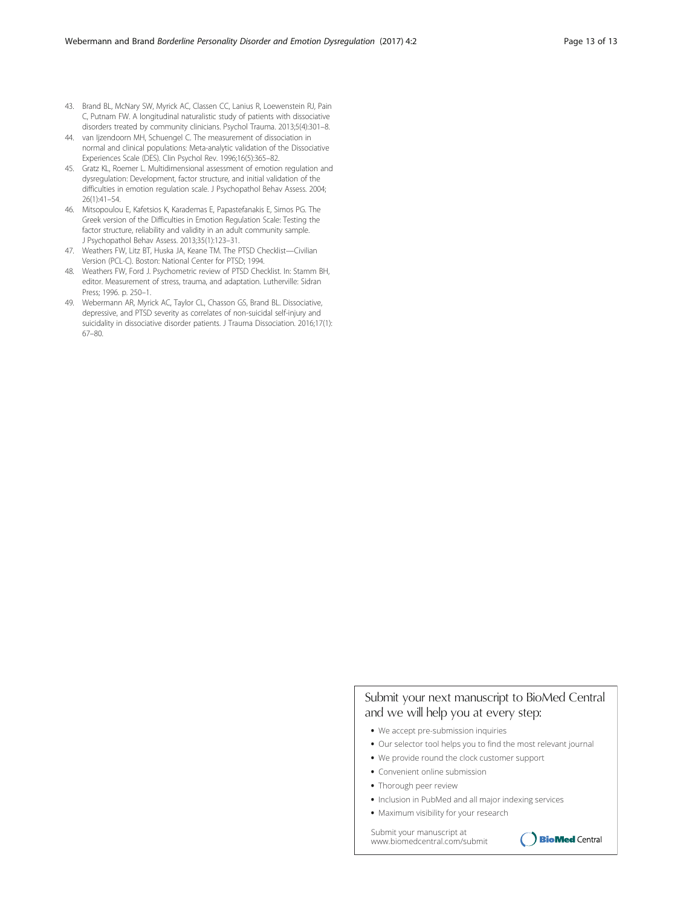43. Brand BL, McNary SW, Myrick AC, Classen CC, Lanius R, Loewenstein RJ, Pain C, Putnam FW. A longitudinal naturalistic study of patients with dissociative disorders treated by community clinicians. Psychol Trauma. 2013;5(4):301–8.
44. van Ijzendoorn MH, Schuengel C. The measurement of dissociation in normal and clinical populations: Meta-analytic validation of the Dissociative Experiences Scale (DES). Clin Psychol Rev. 1996;16(5):365–82.
45. Gratz KL, Roemer L. Multidimensional assessment of emotion regulation and dysregulation: Development, factor structure, and initial validation of the difficulties in emotion regulation scale. J Psychopathol Behav Assess. 2004; 26(1):41–54.
46. Mitsopoulou E, Kafetsios K, Karademas E, Papastefanakis E, Simos PG. The Greek version of the Difficulties in Emotion Regulation Scale: Testing the factor structure, reliability and validity in an adult community sample. J Psychopathol Behav Assess. 2013;35(1):123–31.
47. Weathers FW, Litz BT, Huska JA, Keane TM. The PTSD Checklist—Civilian Version (PCL-C). Boston: National Center for PTSD; 1994.
48. Weathers FW, Ford J. Psychometric review of PTSD Checklist. In: Stamm BH, editor. Measurement of stress, trauma, and adaptation. Lutherville: Sidran Press; 1996. p. 250–1.
49. Webermann AR, Myrick AC, Taylor CL, Chasson GS, Brand BL. Dissociative, depressive, and PTSD severity as correlates of non-suicidal self-injury and suicidality in dissociative disorder patients. J Trauma Dissociation. 2016;17(1): 67–80.

Submit your next manuscript to BioMed Central and we will help you at every step:

- We accept pre-submission inquiries
- Our selector tool helps you to find the most relevant journal
- We provide round the clock customer support
- Convenient online submission
- Thorough peer review
- Inclusion in PubMed and all major indexing services
- Maximum visibility for your research

Submit your manuscript at www.biomedcentral.com/submit

BioMed Central